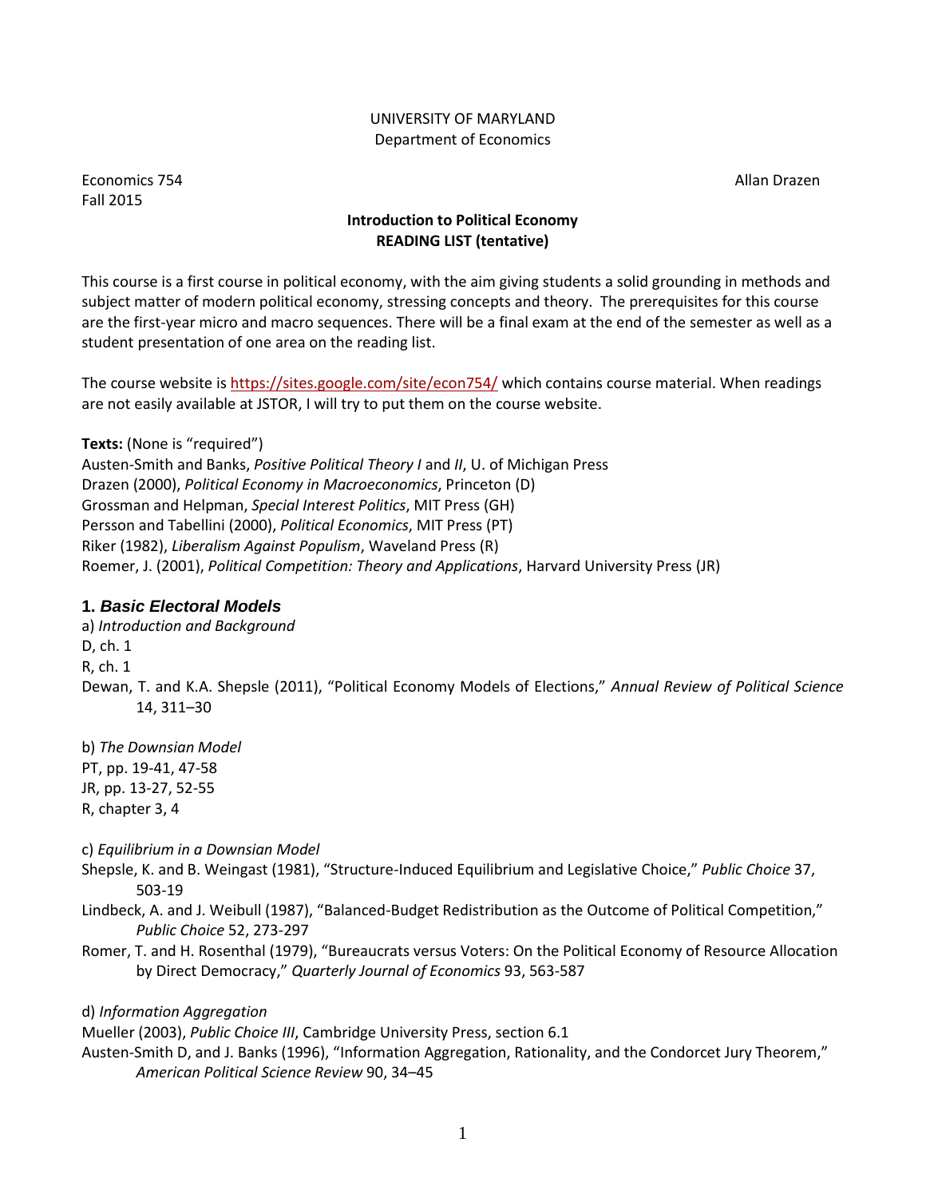UNIVERSITY OF MARYLAND
Department of Economics

Economics 754 Allan Drazen
Fall 2015

**Introduction to Political Economy**
**READING LIST (tentative)**

This course is a first course in political economy, with the aim giving students a solid grounding in methods and subject matter of modern political economy, stressing concepts and theory. The prerequisites for this course are the first-year micro and macro sequences. There will be a final exam at the end of the semester as well as a student presentation of one area on the reading list.

The course website is https://sites.google.com/site/econ754/ which contains course material. When readings are not easily available at JSTOR, I will try to put them on the course website.

**Texts:** (None is "required")
Austen-Smith and Banks, *Positive Political Theory I* and *II*, U. of Michigan Press
Drazen (2000), *Political Economy in Macroeconomics*, Princeton (D)
Grossman and Helpman, *Special Interest Politics*, MIT Press (GH)
Persson and Tabellini (2000), *Political Economics*, MIT Press (PT)
Riker (1982), *Liberalism Against Populism*, Waveland Press (R)
Roemer, J. (2001), *Political Competition: Theory and Applications*, Harvard University Press (JR)

## 1. *Basic Electoral Models*

a) *Introduction and Background*
D, ch. 1
R, ch. 1
Dewan, T. and K.A. Shepsle (2011), "Political Economy Models of Elections," *Annual Review of Political Science* 14, 311–30

b) *The Downsian Model*
PT, pp. 19-41, 47-58
JR, pp. 13-27, 52-55
R, chapter 3, 4

c) *Equilibrium in a Downsian Model*
Shepsle, K. and B. Weingast (1981), "Structure-Induced Equilibrium and Legislative Choice," *Public Choice* 37, 503-19
Lindbeck, A. and J. Weibull (1987), "Balanced-Budget Redistribution as the Outcome of Political Competition," *Public Choice* 52, 273-297
Romer, T. and H. Rosenthal (1979), "Bureaucrats versus Voters: On the Political Economy of Resource Allocation by Direct Democracy," *Quarterly Journal of Economics* 93, 563-587

d) *Information Aggregation*
Mueller (2003), *Public Choice III*, Cambridge University Press, section 6.1
Austen-Smith D, and J. Banks (1996), "Information Aggregation, Rationality, and the Condorcet Jury Theorem," *American Political Science Review* 90, 34–45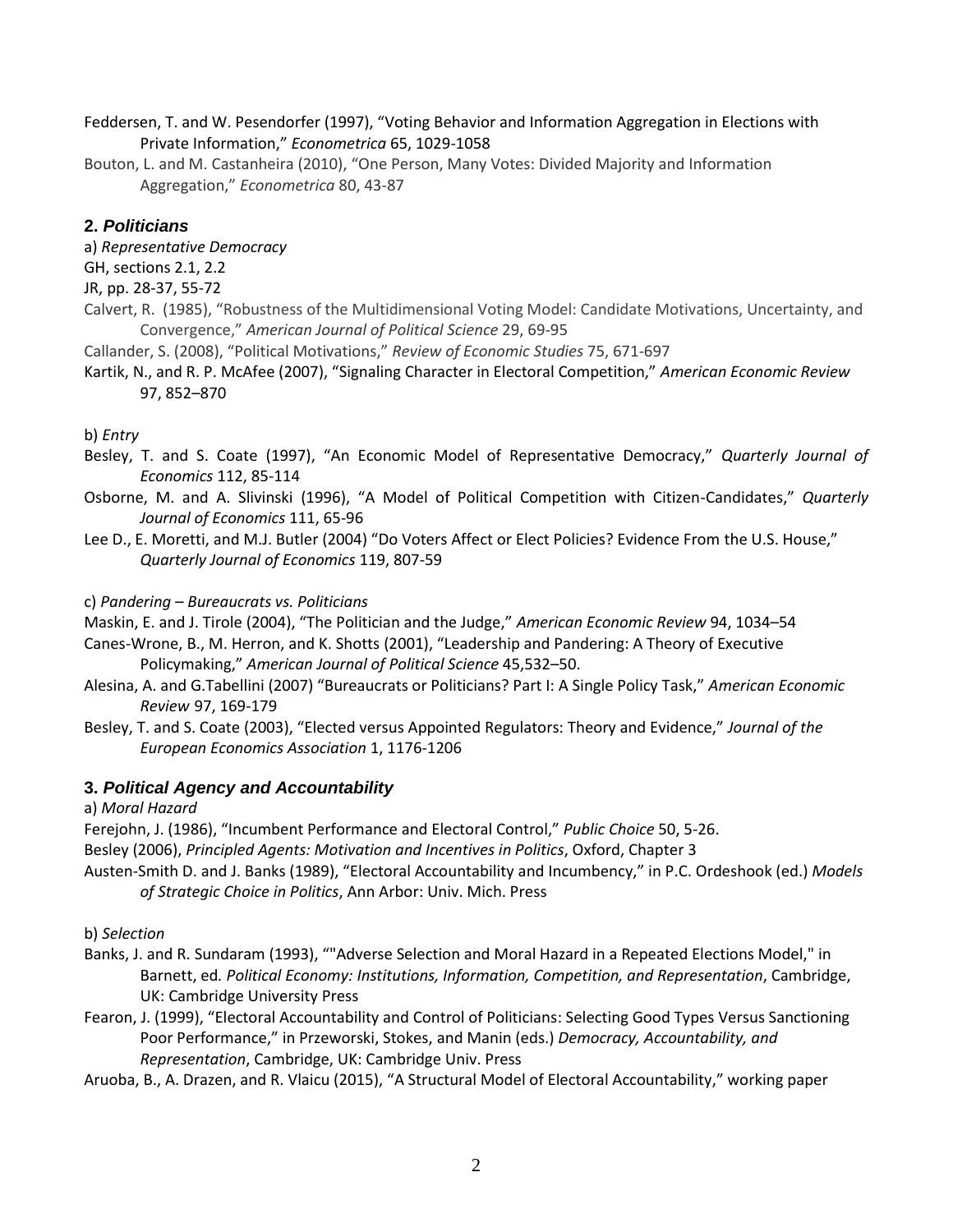Feddersen, T. and W. Pesendorfer (1997), "Voting Behavior and Information Aggregation in Elections with Private Information," *Econometrica* 65, 1029-1058

Bouton, L. and M. Castanheira (2010), "One Person, Many Votes: Divided Majority and Information Aggregation," *Econometrica* 80, 43-87

## 2. *Politicians*

a) *Representative Democracy*

GH, sections 2.1, 2.2

JR, pp. 28-37, 55-72

Calvert, R. (1985), "Robustness of the Multidimensional Voting Model: Candidate Motivations, Uncertainty, and Convergence," *American Journal of Political Science* 29, 69-95

Callander, S. (2008), "Political Motivations," *Review of Economic Studies* 75, 671-697

Kartik, N., and R. P. McAfee (2007), "Signaling Character in Electoral Competition," *American Economic Review* 97, 852–870

b) *Entry*

Besley, T. and S. Coate (1997), "An Economic Model of Representative Democracy," *Quarterly Journal of Economics* 112, 85-114

Osborne, M. and A. Slivinski (1996), "A Model of Political Competition with Citizen-Candidates," *Quarterly Journal of Economics* 111, 65-96

Lee D., E. Moretti, and M.J. Butler (2004) "Do Voters Affect or Elect Policies? Evidence From the U.S. House," *Quarterly Journal of Economics* 119, 807-59

c) *Pandering – Bureaucrats vs. Politicians*

Maskin, E. and J. Tirole (2004), "The Politician and the Judge," *American Economic Review* 94, 1034–54

Canes-Wrone, B., M. Herron, and K. Shotts (2001), "Leadership and Pandering: A Theory of Executive Policymaking," *American Journal of Political Science* 45,532–50.

Alesina, A. and G.Tabellini (2007) "Bureaucrats or Politicians? Part I: A Single Policy Task," *American Economic Review* 97, 169-179

Besley, T. and S. Coate (2003), "Elected versus Appointed Regulators: Theory and Evidence," *Journal of the European Economics Association* 1, 1176-1206

## 3. *Political Agency and Accountability*

a) *Moral Hazard*

Ferejohn, J. (1986), "Incumbent Performance and Electoral Control," *Public Choice* 50, 5-26.

Besley (2006), *Principled Agents: Motivation and Incentives in Politics*, Oxford, Chapter 3

Austen-Smith D. and J. Banks (1989), "Electoral Accountability and Incumbency," in P.C. Ordeshook (ed.) *Models of Strategic Choice in Politics*, Ann Arbor: Univ. Mich. Press

b) *Selection*

Banks, J. and R. Sundaram (1993), ""Adverse Selection and Moral Hazard in a Repeated Elections Model," in Barnett, ed. *Political Economy: Institutions, Information, Competition, and Representation*, Cambridge, UK: Cambridge University Press

Fearon, J. (1999), "Electoral Accountability and Control of Politicians: Selecting Good Types Versus Sanctioning Poor Performance," in Przeworski, Stokes, and Manin (eds.) *Democracy, Accountability, and Representation*, Cambridge, UK: Cambridge Univ. Press

Aruoba, B., A. Drazen, and R. Vlaicu (2015), "A Structural Model of Electoral Accountability," working paper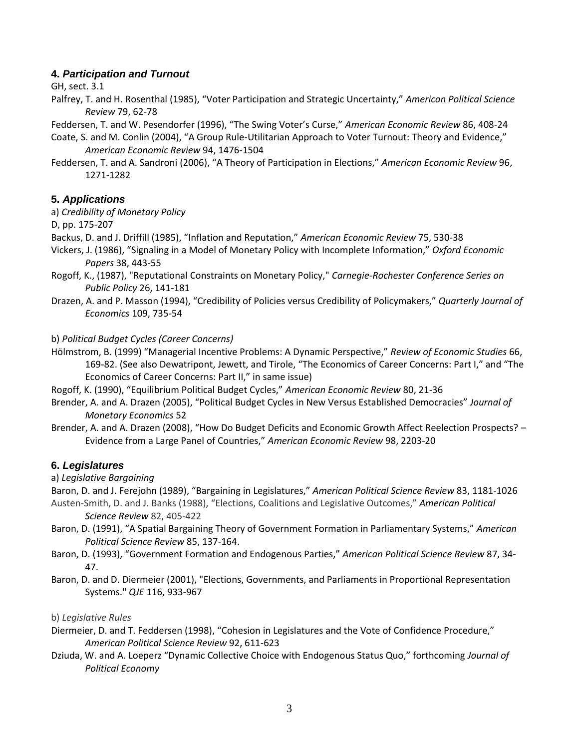## 4. *Participation and Turnout*

GH, sect. 3.1

Palfrey, T. and H. Rosenthal (1985), "Voter Participation and Strategic Uncertainty," *American Political Science Review* 79, 62-78

Feddersen, T. and W. Pesendorfer (1996), "The Swing Voter's Curse," *American Economic Review* 86, 408-24

Coate, S. and M. Conlin (2004), "A Group Rule-Utilitarian Approach to Voter Turnout: Theory and Evidence," *American Economic Review* 94, 1476-1504

Feddersen, T. and A. Sandroni (2006), "A Theory of Participation in Elections," *American Economic Review* 96, 1271-1282

## 5. *Applications*

a) *Credibility of Monetary Policy*

D, pp. 175-207

Backus, D. and J. Driffill (1985), "Inflation and Reputation," *American Economic Review* 75, 530-38

Vickers, J. (1986), "Signaling in a Model of Monetary Policy with Incomplete Information," *Oxford Economic Papers* 38, 443-55

Rogoff, K., (1987), "Reputational Constraints on Monetary Policy," *Carnegie-Rochester Conference Series on Public Policy* 26, 141-181

Drazen, A. and P. Masson (1994), "Credibility of Policies versus Credibility of Policymakers," *Quarterly Journal of Economics* 109, 735-54

b) *Political Budget Cycles (Career Concerns)*

Hölmstrom, B. (1999) "Managerial Incentive Problems: A Dynamic Perspective," *Review of Economic Studies* 66, 169-82. (See also Dewatripont, Jewett, and Tirole, "The Economics of Career Concerns: Part I," and "The Economics of Career Concerns: Part II," in same issue)

Rogoff, K. (1990), "Equilibrium Political Budget Cycles," *American Economic Review* 80, 21-36

Brender, A. and A. Drazen (2005), "Political Budget Cycles in New Versus Established Democracies" *Journal of Monetary Economics* 52

Brender, A. and A. Drazen (2008), "How Do Budget Deficits and Economic Growth Affect Reelection Prospects? – Evidence from a Large Panel of Countries," *American Economic Review* 98, 2203-20

## 6. *Legislatures*

a) *Legislative Bargaining*

Baron, D. and J. Ferejohn (1989), "Bargaining in Legislatures," *American Political Science Review* 83, 1181-1026

Austen-Smith, D. and J. Banks (1988), "Elections, Coalitions and Legislative Outcomes," *American Political Science Review* 82, 405-422

Baron, D. (1991), "A Spatial Bargaining Theory of Government Formation in Parliamentary Systems," *American Political Science Review* 85, 137-164.

Baron, D. (1993), "Government Formation and Endogenous Parties," *American Political Science Review* 87, 34-47.

Baron, D. and D. Diermeier (2001), "Elections, Governments, and Parliaments in Proportional Representation Systems." *QJE* 116, 933-967

b) *Legislative Rules*

Diermeier, D. and T. Feddersen (1998), "Cohesion in Legislatures and the Vote of Confidence Procedure," *American Political Science Review* 92, 611-623

Dziuda, W. and A. Loeperz "Dynamic Collective Choice with Endogenous Status Quo," forthcoming *Journal of Political Economy*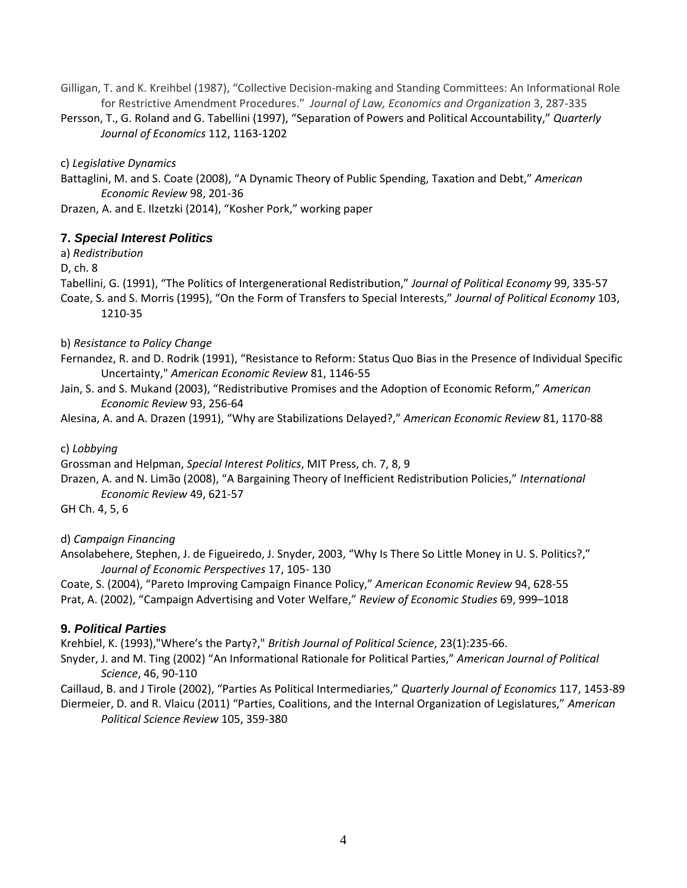Gilligan, T. and K. Kreihbel (1987), "Collective Decision-making and Standing Committees: An Informational Role for Restrictive Amendment Procedures." *Journal of Law, Economics and Organization* 3, 287-335

Persson, T., G. Roland and G. Tabellini (1997), "Separation of Powers and Political Accountability," *Quarterly Journal of Economics* 112, 1163-1202

c) *Legislative Dynamics*

Battaglini, M. and S. Coate (2008), "A Dynamic Theory of Public Spending, Taxation and Debt," *American Economic Review* 98, 201-36

Drazen, A. and E. Ilzetzki (2014), "Kosher Pork," working paper

### 7. *Special Interest Politics*

a) *Redistribution*

D, ch. 8

Tabellini, G. (1991), "The Politics of Intergenerational Redistribution," *Journal of Political Economy* 99, 335-57

Coate, S. and S. Morris (1995), "On the Form of Transfers to Special Interests," *Journal of Political Economy* 103, 1210-35

b) *Resistance to Policy Change*

Fernandez, R. and D. Rodrik (1991), "Resistance to Reform: Status Quo Bias in the Presence of Individual Specific Uncertainty," *American Economic Review* 81, 1146-55

Jain, S. and S. Mukand (2003), "Redistributive Promises and the Adoption of Economic Reform," *American Economic Review* 93, 256-64

Alesina, A. and A. Drazen (1991), "Why are Stabilizations Delayed?," *American Economic Review* 81, 1170-88

c) *Lobbying*

Grossman and Helpman, *Special Interest Politics*, MIT Press, ch. 7, 8, 9

Drazen, A. and N. Limão (2008), "A Bargaining Theory of Inefficient Redistribution Policies," *International Economic Review* 49, 621-57

GH Ch. 4, 5, 6

d) *Campaign Financing*

Ansolabehere, Stephen, J. de Figueiredo, J. Snyder, 2003, "Why Is There So Little Money in U. S. Politics?," *Journal of Economic Perspectives* 17, 105- 130

Coate, S. (2004), "Pareto Improving Campaign Finance Policy," *American Economic Review* 94, 628-55

Prat, A. (2002), "Campaign Advertising and Voter Welfare," *Review of Economic Studies* 69, 999–1018

### 9. *Political Parties*

Krehbiel, K. (1993),"Where's the Party?," *British Journal of Political Science*, 23(1):235-66.

Snyder, J. and M. Ting (2002) "An Informational Rationale for Political Parties," *American Journal of Political Science*, 46, 90-110

Caillaud, B. and J Tirole (2002), "Parties As Political Intermediaries," *Quarterly Journal of Economics* 117, 1453-89

Diermeier, D. and R. Vlaicu (2011) "Parties, Coalitions, and the Internal Organization of Legislatures," *American Political Science Review* 105, 359-380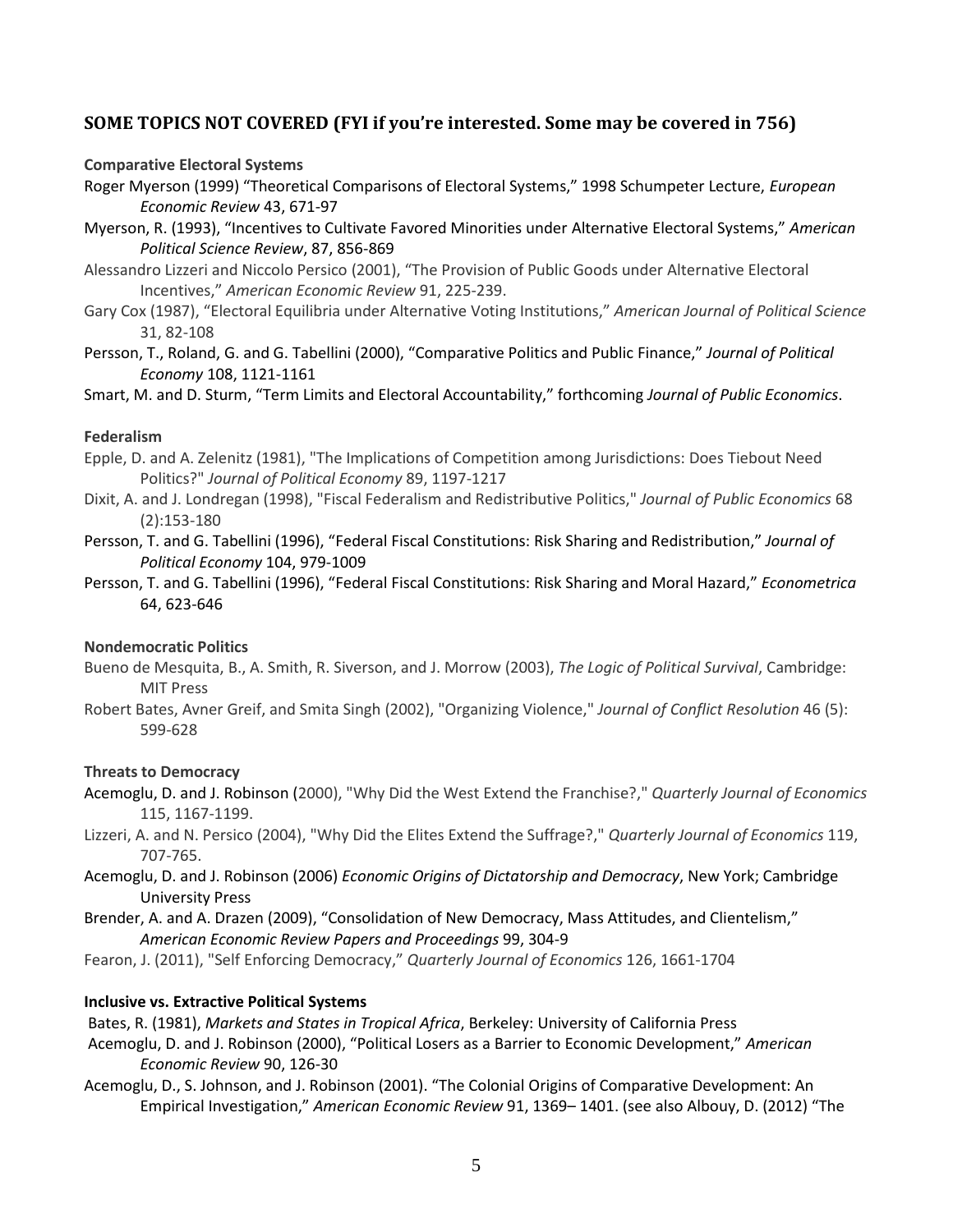## SOME TOPICS NOT COVERED (FYI if you're interested. Some may be covered in 756)

**Comparative Electoral Systems**

Roger Myerson (1999) "Theoretical Comparisons of Electoral Systems," 1998 Schumpeter Lecture, *European Economic Review* 43, 671-97

Myerson, R. (1993), "Incentives to Cultivate Favored Minorities under Alternative Electoral Systems," *American Political Science Review*, 87, 856-869

Alessandro Lizzeri and Niccolo Persico (2001), "The Provision of Public Goods under Alternative Electoral Incentives," *American Economic Review* 91, 225-239.

Gary Cox (1987), "Electoral Equilibria under Alternative Voting Institutions," *American Journal of Political Science* 31, 82-108

Persson, T., Roland, G. and G. Tabellini (2000), "Comparative Politics and Public Finance," *Journal of Political Economy* 108, 1121-1161

Smart, M. and D. Sturm, "Term Limits and Electoral Accountability," forthcoming *Journal of Public Economics*.

**Federalism**

Epple, D. and A. Zelenitz (1981), "The Implications of Competition among Jurisdictions: Does Tiebout Need Politics?" *Journal of Political Economy* 89, 1197-1217

Dixit, A. and J. Londregan (1998), "Fiscal Federalism and Redistributive Politics," *Journal of Public Economics* 68 (2):153-180

Persson, T. and G. Tabellini (1996), "Federal Fiscal Constitutions: Risk Sharing and Redistribution," *Journal of Political Economy* 104, 979-1009

Persson, T. and G. Tabellini (1996), "Federal Fiscal Constitutions: Risk Sharing and Moral Hazard," *Econometrica* 64, 623-646

**Nondemocratic Politics**

Bueno de Mesquita, B., A. Smith, R. Siverson, and J. Morrow (2003), *The Logic of Political Survival*, Cambridge: MIT Press

Robert Bates, Avner Greif, and Smita Singh (2002), "Organizing Violence," *Journal of Conflict Resolution* 46 (5): 599-628

**Threats to Democracy**

Acemoglu, D. and J. Robinson (2000), "Why Did the West Extend the Franchise?," *Quarterly Journal of Economics* 115, 1167-1199.

Lizzeri, A. and N. Persico (2004), "Why Did the Elites Extend the Suffrage?," *Quarterly Journal of Economics* 119, 707-765.

Acemoglu, D. and J. Robinson (2006) *Economic Origins of Dictatorship and Democracy*, New York; Cambridge University Press

Brender, A. and A. Drazen (2009), "Consolidation of New Democracy, Mass Attitudes, and Clientelism," *American Economic Review Papers and Proceedings* 99, 304-9

Fearon, J. (2011), "Self Enforcing Democracy," *Quarterly Journal of Economics* 126, 1661-1704

**Inclusive vs. Extractive Political Systems**

Bates, R. (1981), *Markets and States in Tropical Africa*, Berkeley: University of California Press

Acemoglu, D. and J. Robinson (2000), "Political Losers as a Barrier to Economic Development," *American Economic Review* 90, 126-30

Acemoglu, D., S. Johnson, and J. Robinson (2001). "The Colonial Origins of Comparative Development: An Empirical Investigation," *American Economic Review* 91, 1369– 1401. (see also Albouy, D. (2012) "The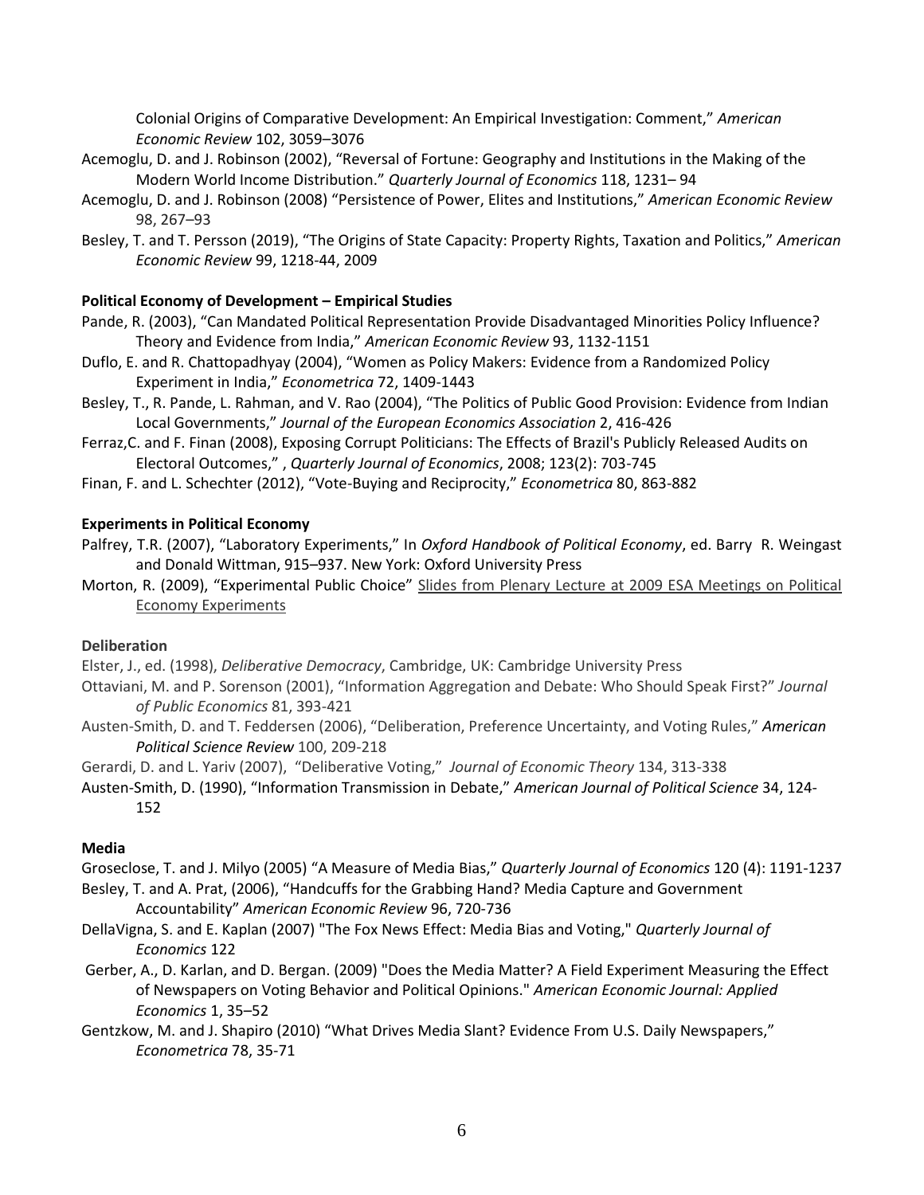Colonial Origins of Comparative Development: An Empirical Investigation: Comment," *American Economic Review* 102, 3059–3076

Acemoglu, D. and J. Robinson (2002), "Reversal of Fortune: Geography and Institutions in the Making of the Modern World Income Distribution." *Quarterly Journal of Economics* 118, 1231– 94

Acemoglu, D. and J. Robinson (2008) "Persistence of Power, Elites and Institutions," *American Economic Review* 98, 267–93

Besley, T. and T. Persson (2019), "The Origins of State Capacity: Property Rights, Taxation and Politics," *American Economic Review* 99, 1218-44, 2009

**Political Economy of Development – Empirical Studies**

Pande, R. (2003), "Can Mandated Political Representation Provide Disadvantaged Minorities Policy Influence? Theory and Evidence from India," *American Economic Review* 93, 1132-1151

Duflo, E. and R. Chattopadhyay (2004), "Women as Policy Makers: Evidence from a Randomized Policy Experiment in India," *Econometrica* 72, 1409-1443

Besley, T., R. Pande, L. Rahman, and V. Rao (2004), "The Politics of Public Good Provision: Evidence from Indian Local Governments," *Journal of the European Economics Association* 2, 416-426

Ferraz,C. and F. Finan (2008), Exposing Corrupt Politicians: The Effects of Brazil's Publicly Released Audits on Electoral Outcomes," , *Quarterly Journal of Economics*, 2008; 123(2): 703-745

Finan, F. and L. Schechter (2012), "Vote-Buying and Reciprocity," *Econometrica* 80, 863-882

**Experiments in Political Economy**

Palfrey, T.R. (2007), "Laboratory Experiments," In *Oxford Handbook of Political Economy*, ed. Barry R. Weingast and Donald Wittman, 915–937. New York: Oxford University Press

Morton, R. (2009), "Experimental Public Choice" Slides from Plenary Lecture at 2009 ESA Meetings on Political Economy Experiments

**Deliberation**

Elster, J., ed. (1998), *Deliberative Democracy*, Cambridge, UK: Cambridge University Press

Ottaviani, M. and P. Sorenson (2001), "Information Aggregation and Debate: Who Should Speak First?" *Journal of Public Economics* 81, 393-421

Austen-Smith, D. and T. Feddersen (2006), "Deliberation, Preference Uncertainty, and Voting Rules," *American Political Science Review* 100, 209-218

Gerardi, D. and L. Yariv (2007), "Deliberative Voting," *Journal of Economic Theory* 134, 313-338

Austen-Smith, D. (1990), "Information Transmission in Debate," *American Journal of Political Science* 34, 124-152

**Media**

Groseclose, T. and J. Milyo (2005) "A Measure of Media Bias," *Quarterly Journal of Economics* 120 (4): 1191-1237

Besley, T. and A. Prat, (2006), "Handcuffs for the Grabbing Hand? Media Capture and Government Accountability" *American Economic Review* 96, 720-736

DellaVigna, S. and E. Kaplan (2007) "The Fox News Effect: Media Bias and Voting," *Quarterly Journal of Economics* 122

Gerber, A., D. Karlan, and D. Bergan. (2009) "Does the Media Matter? A Field Experiment Measuring the Effect of Newspapers on Voting Behavior and Political Opinions." *American Economic Journal: Applied Economics* 1, 35–52

Gentzkow, M. and J. Shapiro (2010) "What Drives Media Slant? Evidence From U.S. Daily Newspapers," *Econometrica* 78, 35-71